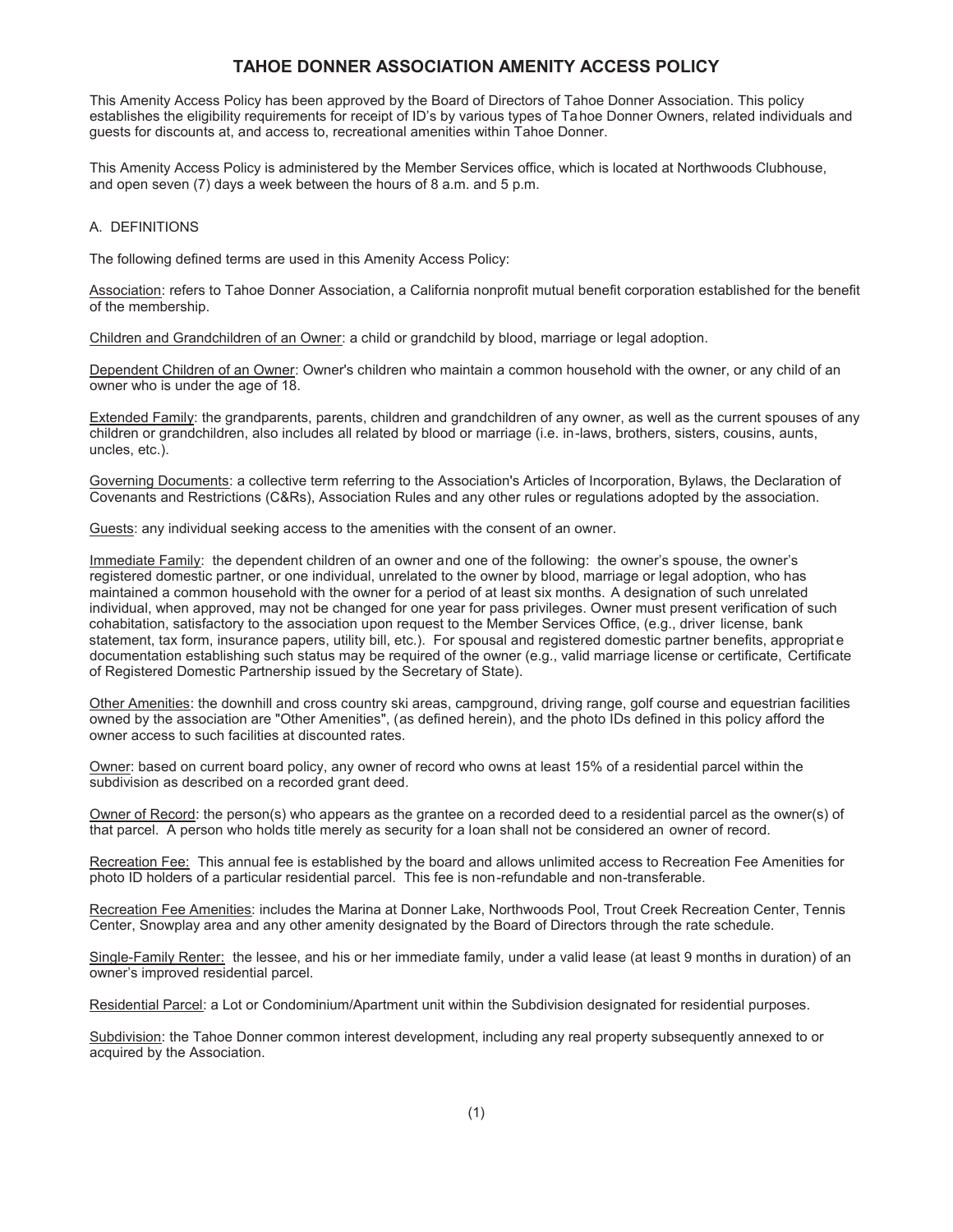# TAHOE DONNER ASSOCIATION AMENITY ACCESS POLICY

This Amenity Access Policy has been approved by the Board of Directors of Tahoe Donner Association. This policy establishes the eligibility requirements for receipt of ID's by various types of Tahoe Donner Owners, related individuals and guests for discounts at, and access to, recreational amenities within Tahoe Donner.

This Amenity Access Policy is administered by the Member Services office, which is located at Northwoods Clubhouse, and open seven (7) days a week between the hours of 8 a.m. and 5 p.m.

## A. DEFINITIONS

The following defined terms are used in this Amenity Access Policy:

<u>Association</u>: refers to Tahoe Donner Association, a California nonprofit mutual benefit corporation established for the benefit of the membership.

<u>Children and Grandchildren of an Owner</u>: a child or grandchild by blood, marriage or legal adoption.

<u>Dependent Children of an Owner</u>: Owner's children who maintain a common household with the owner, or any child of an owner who is under the age of 18.

<u>Extended Family</u>: the grandparents, parents, children and grandchildren of any owner, as well as the current spouses of any children or grandchildren, also includes all related by blood or marriage (i.e. in-laws, brothers, sisters, cousins, aunts, uncles, etc.).

<u>Governing Documents</u>: a collective term referring to the Association's Articles of Incorporation, Bylaws, the Declaration of Covenants and Restrictions (C&Rs), Association Rules and any other rules or regulations adopted by the association.

<u>Guests</u>: any individual seeking access to the amenities with the consent of an owner.

<u>Immediate Family</u>: the dependent children of an owner and one of the following: the owner's spouse, the owner's registered domestic partner, or one individual, unrelated to the owner by blood, marriage or legal adoption, who has maintained a common household with the owner for a period of at least six months. A designation of such unrelated individual, when approved, may not be changed for one year for pass privileges. Owner must present verification of such cohabitation, satisfactory to the association upon request to the Member Services Office, (e.g., driver license, bank statement, tax form, insurance papers, utility bill, etc.). For spousal and registered domestic partner benefits, appropriate documentation establishing such status may be required of the owner (e.g., valid marriage license or certificate, Certificate of Registered Domestic Partnership issued by the Secretary of State).

<u>Other Amenities</u>: the downhill and cross country ski areas, campground, driving range, golf course and equestrian facilities owned by the association are "Other Amenities", (as defined herein), and the photo IDs defined in this policy afford the owner access to such facilities at discounted rates.

<u>Owner</u>: based on current board policy, any owner of record who owns at least 15% of a residential parcel within the subdivision as described on a recorded grant deed.

<u>Owner of Record</u>: the person(s) who appears as the grantee on a recorded deed to a residential parcel as the owner(s) of that parcel. A person who holds title merely as security for a loan shall not be considered an owner of record.

<u>Recreation Fee:</u> This annual fee is established by the board and allows unlimited access to Recreation Fee Amenities for photo ID holders of a particular residential parcel. This fee is non-refundable and non-transferable.

<u>Recreation Fee Amenities</u>: includes the Marina at Donner Lake, Northwoods Pool, Trout Creek Recreation Center, Tennis Center, Snowplay area and any other amenity designated by the Board of Directors through the rate schedule.

<u>Single-Family Renter:</u> the lessee, and his or her immediate family, under a valid lease (at least 9 months in duration) of an owner's improved residential parcel.

<u>Residential Parcel</u>: a Lot or Condominium/Apartment unit within the Subdivision designated for residential purposes.

<u>Subdivision</u>: the Tahoe Donner common interest development, including any real property subsequently annexed to or acquired by the Association.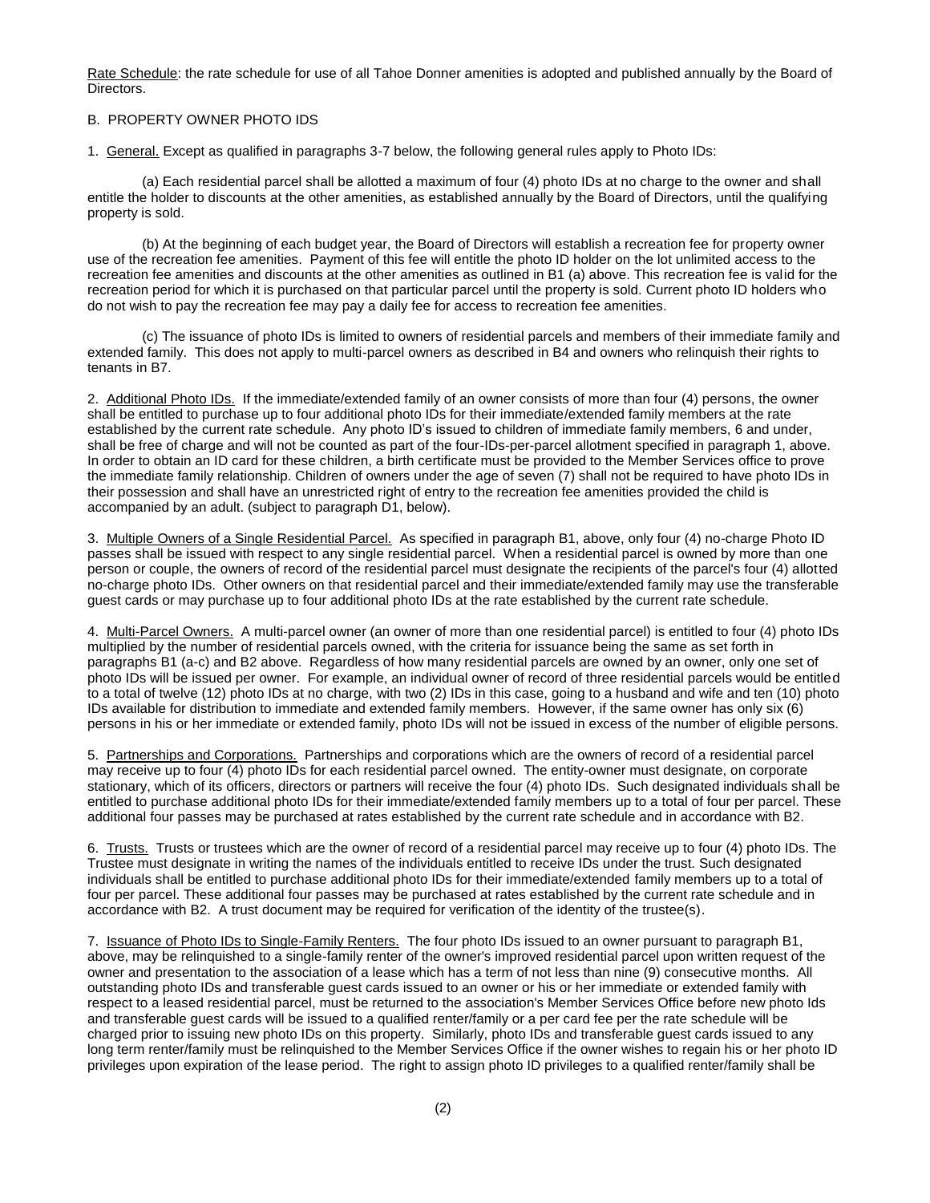Rate Schedule: the rate schedule for use of all Tahoe Donner amenities is adopted and published annually by the Board of Directors.

B. PROPERTY OWNER PHOTO IDS

1. General. Except as qualified in paragraphs 3-7 below, the following general rules apply to Photo IDs:

(a) Each residential parcel shall be allotted a maximum of four (4) photo IDs at no charge to the owner and shall entitle the holder to discounts at the other amenities, as established annually by the Board of Directors, until the qualifying property is sold.

(b) At the beginning of each budget year, the Board of Directors will establish a recreation fee for property owner use of the recreation fee amenities. Payment of this fee will entitle the photo ID holder on the lot unlimited access to the recreation fee amenities and discounts at the other amenities as outlined in B1 (a) above. This recreation fee is valid for the recreation period for which it is purchased on that particular parcel until the property is sold. Current photo ID holders who do not wish to pay the recreation fee may pay a daily fee for access to recreation fee amenities.

(c) The issuance of photo IDs is limited to owners of residential parcels and members of their immediate family and extended family. This does not apply to multi-parcel owners as described in B4 and owners who relinquish their rights to tenants in B7.

2. Additional Photo IDs. If the immediate/extended family of an owner consists of more than four (4) persons, the owner shall be entitled to purchase up to four additional photo IDs for their immediate/extended family members at the rate established by the current rate schedule. Any photo ID's issued to children of immediate family members, 6 and under, shall be free of charge and will not be counted as part of the four-IDs-per-parcel allotment specified in paragraph 1, above. In order to obtain an ID card for these children, a birth certificate must be provided to the Member Services office to prove the immediate family relationship. Children of owners under the age of seven (7) shall not be required to have photo IDs in their possession and shall have an unrestricted right of entry to the recreation fee amenities provided the child is accompanied by an adult. (subject to paragraph D1, below).

3. Multiple Owners of a Single Residential Parcel. As specified in paragraph B1, above, only four (4) no-charge Photo ID passes shall be issued with respect to any single residential parcel. When a residential parcel is owned by more than one person or couple, the owners of record of the residential parcel must designate the recipients of the parcel's four (4) allotted no-charge photo IDs. Other owners on that residential parcel and their immediate/extended family may use the transferable guest cards or may purchase up to four additional photo IDs at the rate established by the current rate schedule.

4. Multi-Parcel Owners. A multi-parcel owner (an owner of more than one residential parcel) is entitled to four (4) photo IDs multiplied by the number of residential parcels owned, with the criteria for issuance being the same as set forth in paragraphs B1 (a-c) and B2 above. Regardless of how many residential parcels are owned by an owner, only one set of photo IDs will be issued per owner. For example, an individual owner of record of three residential parcels would be entitled to a total of twelve (12) photo IDs at no charge, with two (2) IDs in this case, going to a husband and wife and ten (10) photo IDs available for distribution to immediate and extended family members. However, if the same owner has only six (6) persons in his or her immediate or extended family, photo IDs will not be issued in excess of the number of eligible persons.

5. Partnerships and Corporations. Partnerships and corporations which are the owners of record of a residential parcel may receive up to four (4) photo IDs for each residential parcel owned. The entity-owner must designate, on corporate stationary, which of its officers, directors or partners will receive the four (4) photo IDs. Such designated individuals shall be entitled to purchase additional photo IDs for their immediate/extended family members up to a total of four per parcel. These additional four passes may be purchased at rates established by the current rate schedule and in accordance with B2.

6. Trusts. Trusts or trustees which are the owner of record of a residential parcel may receive up to four (4) photo IDs. The Trustee must designate in writing the names of the individuals entitled to receive IDs under the trust. Such designated individuals shall be entitled to purchase additional photo IDs for their immediate/extended family members up to a total of four per parcel. These additional four passes may be purchased at rates established by the current rate schedule and in accordance with B2. A trust document may be required for verification of the identity of the trustee(s).

7. Issuance of Photo IDs to Single-Family Renters. The four photo IDs issued to an owner pursuant to paragraph B1, above, may be relinquished to a single-family renter of the owner's improved residential parcel upon written request of the owner and presentation to the association of a lease which has a term of not less than nine (9) consecutive months. All outstanding photo IDs and transferable guest cards issued to an owner or his or her immediate or extended family with respect to a leased residential parcel, must be returned to the association's Member Services Office before new photo Ids and transferable guest cards will be issued to a qualified renter/family or a per card fee per the rate schedule will be charged prior to issuing new photo IDs on this property. Similarly, photo IDs and transferable guest cards issued to any long term renter/family must be relinquished to the Member Services Office if the owner wishes to regain his or her photo ID privileges upon expiration of the lease period. The right to assign photo ID privileges to a qualified renter/family shall be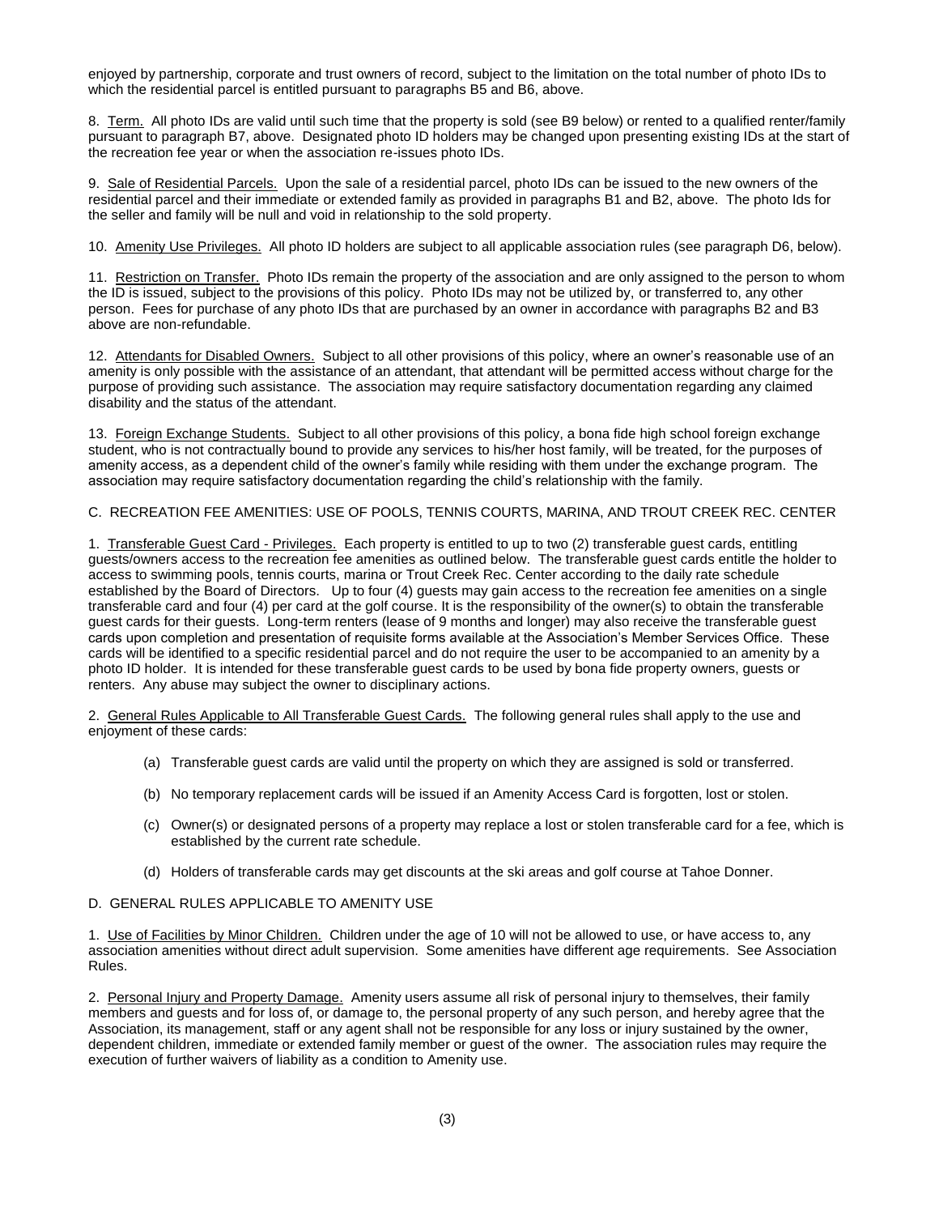enjoyed by partnership, corporate and trust owners of record, subject to the limitation on the total number of photo IDs to which the residential parcel is entitled pursuant to paragraphs B5 and B6, above.

8. Term. All photo IDs are valid until such time that the property is sold (see B9 below) or rented to a qualified renter/family pursuant to paragraph B7, above. Designated photo ID holders may be changed upon presenting existing IDs at the start of the recreation fee year or when the association re-issues photo IDs.

9. Sale of Residential Parcels. Upon the sale of a residential parcel, photo IDs can be issued to the new owners of the residential parcel and their immediate or extended family as provided in paragraphs B1 and B2, above. The photo Ids for the seller and family will be null and void in relationship to the sold property.

10. Amenity Use Privileges. All photo ID holders are subject to all applicable association rules (see paragraph D6, below).

11. Restriction on Transfer. Photo IDs remain the property of the association and are only assigned to the person to whom the ID is issued, subject to the provisions of this policy. Photo IDs may not be utilized by, or transferred to, any other person. Fees for purchase of any photo IDs that are purchased by an owner in accordance with paragraphs B2 and B3 above are non-refundable.

12. Attendants for Disabled Owners. Subject to all other provisions of this policy, where an owner's reasonable use of an amenity is only possible with the assistance of an attendant, that attendant will be permitted access without charge for the purpose of providing such assistance. The association may require satisfactory documentation regarding any claimed disability and the status of the attendant.

13. Foreign Exchange Students. Subject to all other provisions of this policy, a bona fide high school foreign exchange student, who is not contractually bound to provide any services to his/her host family, will be treated, for the purposes of amenity access, as a dependent child of the owner's family while residing with them under the exchange program. The association may require satisfactory documentation regarding the child's relationship with the family.

## C. RECREATION FEE AMENITIES: USE OF POOLS, TENNIS COURTS, MARINA, AND TROUT CREEK REC. CENTER

1. Transferable Guest Card - Privileges. Each property is entitled to up to two (2) transferable guest cards, entitling guests/owners access to the recreation fee amenities as outlined below. The transferable guest cards entitle the holder to access to swimming pools, tennis courts, marina or Trout Creek Rec. Center according to the daily rate schedule established by the Board of Directors. Up to four (4) guests may gain access to the recreation fee amenities on a single transferable card and four (4) per card at the golf course. It is the responsibility of the owner(s) to obtain the transferable guest cards for their guests. Long-term renters (lease of 9 months and longer) may also receive the transferable guest cards upon completion and presentation of requisite forms available at the Association's Member Services Office. These cards will be identified to a specific residential parcel and do not require the user to be accompanied to an amenity by a photo ID holder. It is intended for these transferable guest cards to be used by bona fide property owners, guests or renters. Any abuse may subject the owner to disciplinary actions.

2. General Rules Applicable to All Transferable Guest Cards. The following general rules shall apply to the use and enjoyment of these cards:

(a) Transferable guest cards are valid until the property on which they are assigned is sold or transferred.

(b) No temporary replacement cards will be issued if an Amenity Access Card is forgotten, lost or stolen.

(c) Owner(s) or designated persons of a property may replace a lost or stolen transferable card for a fee, which is established by the current rate schedule.

(d) Holders of transferable cards may get discounts at the ski areas and golf course at Tahoe Donner.

## D. GENERAL RULES APPLICABLE TO AMENITY USE

1. Use of Facilities by Minor Children. Children under the age of 10 will not be allowed to use, or have access to, any association amenities without direct adult supervision. Some amenities have different age requirements. See Association Rules.

2. Personal Injury and Property Damage. Amenity users assume all risk of personal injury to themselves, their family members and guests and for loss of, or damage to, the personal property of any such person, and hereby agree that the Association, its management, staff or any agent shall not be responsible for any loss or injury sustained by the owner, dependent children, immediate or extended family member or guest of the owner. The association rules may require the execution of further waivers of liability as a condition to Amenity use.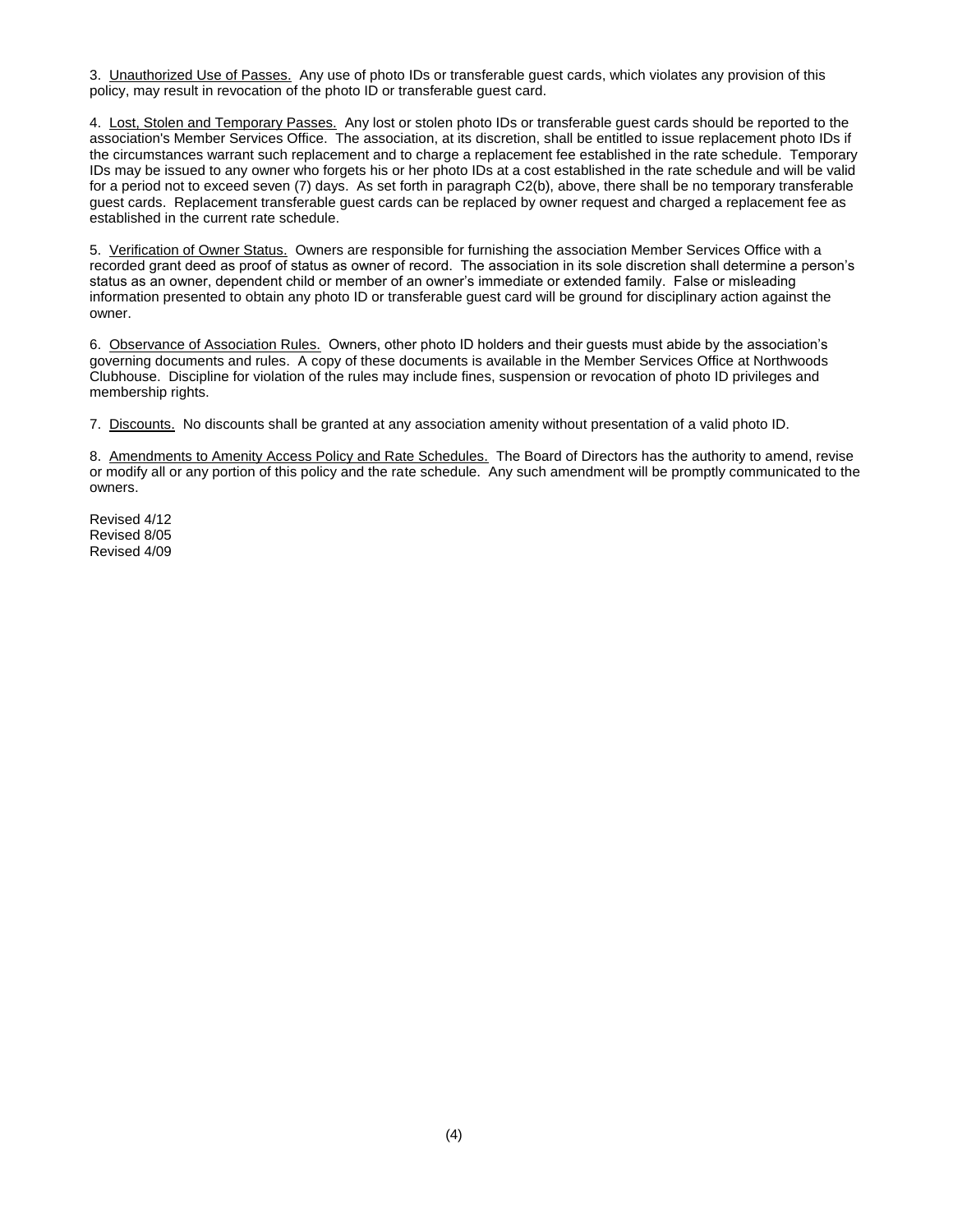3. <u>Unauthorized Use of Passes.</u> Any use of photo IDs or transferable guest cards, which violates any provision of this policy, may result in revocation of the photo ID or transferable guest card.

4. <u>Lost, Stolen and Temporary Passes.</u> Any lost or stolen photo IDs or transferable guest cards should be reported to the association's Member Services Office. The association, at its discretion, shall be entitled to issue replacement photo IDs if the circumstances warrant such replacement and to charge a replacement fee established in the rate schedule. Temporary IDs may be issued to any owner who forgets his or her photo IDs at a cost established in the rate schedule and will be valid for a period not to exceed seven (7) days. As set forth in paragraph C2(b), above, there shall be no temporary transferable guest cards. Replacement transferable guest cards can be replaced by owner request and charged a replacement fee as established in the current rate schedule.

5. <u>Verification of Owner Status.</u> Owners are responsible for furnishing the association Member Services Office with a recorded grant deed as proof of status as owner of record. The association in its sole discretion shall determine a person's status as an owner, dependent child or member of an owner's immediate or extended family. False or misleading information presented to obtain any photo ID or transferable guest card will be ground for disciplinary action against the owner.

6. <u>Observance of Association Rules.</u> Owners, other photo ID holders and their guests must abide by the association's governing documents and rules. A copy of these documents is available in the Member Services Office at Northwoods Clubhouse. Discipline for violation of the rules may include fines, suspension or revocation of photo ID privileges and membership rights.

7. <u>Discounts.</u> No discounts shall be granted at any association amenity without presentation of a valid photo ID.

8. <u>Amendments to Amenity Access Policy and Rate Schedules.</u> The Board of Directors has the authority to amend, revise or modify all or any portion of this policy and the rate schedule. Any such amendment will be promptly communicated to the owners.

Revised 4/12
Revised 8/05
Revised 4/09